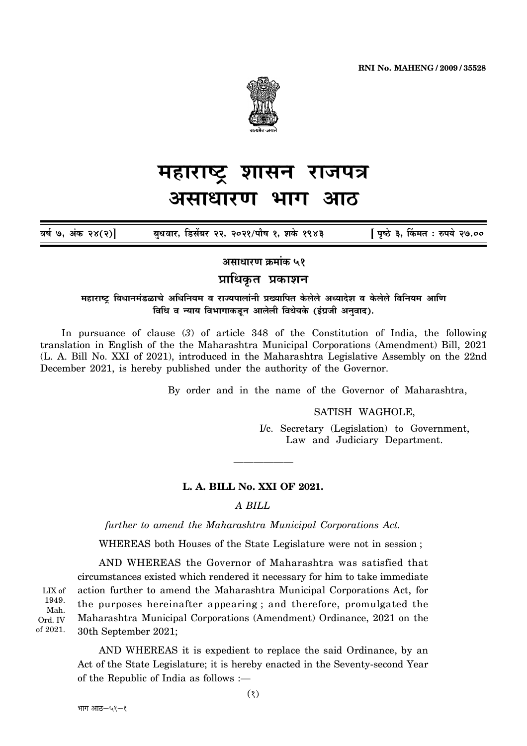RNI No. MAHENG / 2009 / 35528

# महाराष्ट्र शासन राजपत्र
# असाधारण भाग आठ

वर्ष ७, अंक २४(२)] बुधवार, डिसेंबर २२, २०२१/पौष १, शके १९४३ [ पृष्ठे ३, किंमत : रुपये २७.००

**असाधारण क्रमांक ५१**

**प्राधिकृत प्रकाशन**

**महाराष्ट्र विधानमंडळाचे अधिनियम व राज्यपालांनी प्रख्यापित केलेले अध्यादेश व केलेले विनियम आणि विधि व न्याय विभागाकडून आलेली विधेयके (इंग्रजी अनुवाद).**

In pursuance of clause (*3*) of article 348 of the Constitution of India, the following translation in English of the the Maharashtra Municipal Corporations (Amendment) Bill, 2021 (L. A. Bill No. XXI of 2021), introduced in the Maharashtra Legislative Assembly on the 22nd December 2021, is hereby published under the authority of the Governor.

By order and in the name of the Governor of Maharashtra,

SATISH WAGHOLE,

I/c. Secretary (Legislation) to Government,
Law and Judiciary Department.

---

**L. A. BILL No. XXI OF 2021.**

*A BILL*

*further to amend the Maharashtra Municipal Corporations Act.*

WHEREAS both Houses of the State Legislature were not in session ;

AND WHEREAS the Governor of Maharashtra was satisfied that circumstances existed which rendered it necessary for him to take immediate action further to amend the Maharashtra Municipal Corporations Act, for the purposes hereinafter appearing ; and therefore, promulgated the Maharashtra Municipal Corporations (Amendment) Ordinance, 2021 on the 30th September 2021;

LIX of 1949. Mah. Ord. IV of 2021.

AND WHEREAS it is expedient to replace the said Ordinance, by an Act of the State Legislature; it is hereby enacted in the Seventy-second Year of the Republic of India as follows :—

भाग आठ—५१—१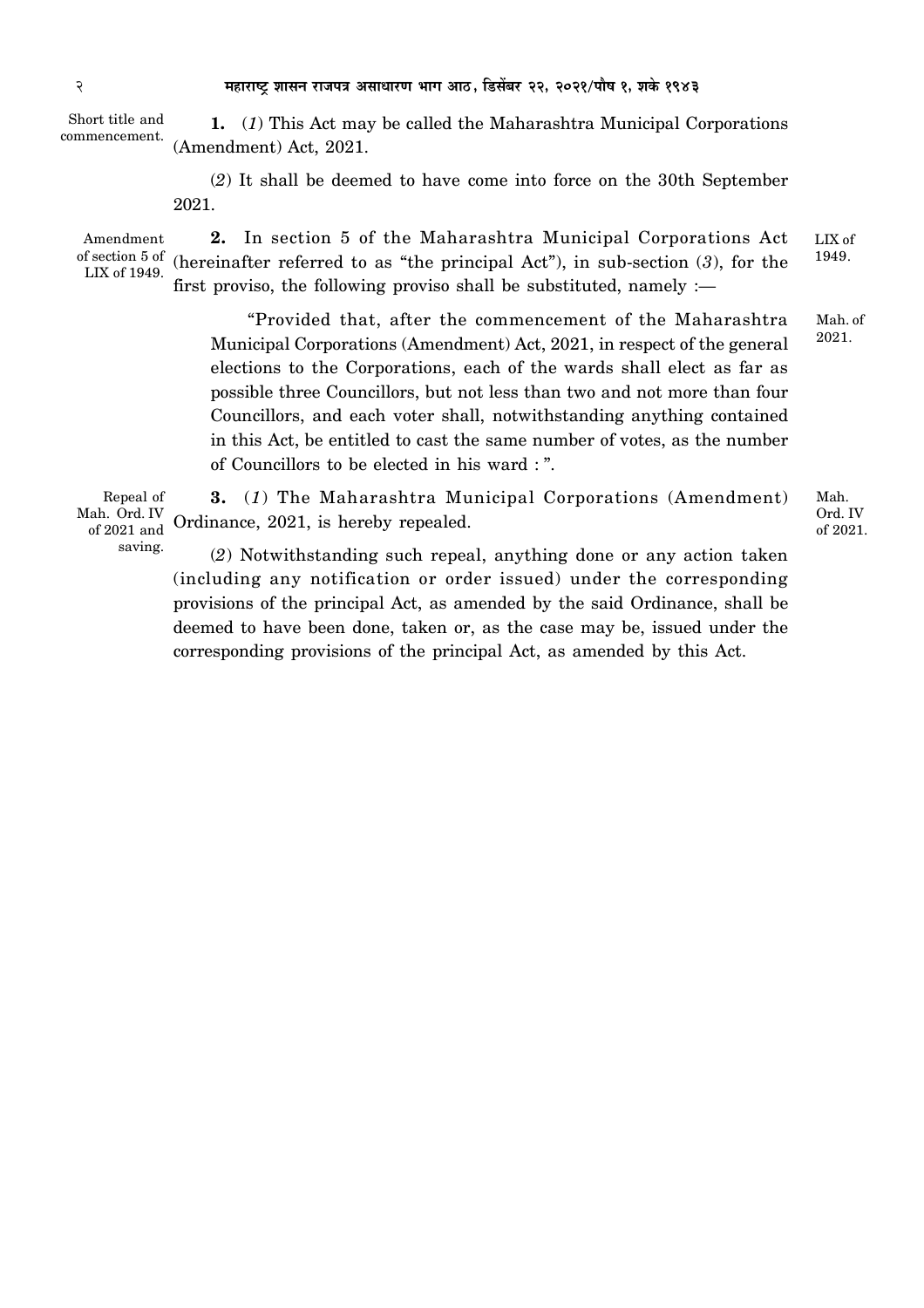Short title and commencement.

**1.** (*1*) This Act may be called the Maharashtra Municipal Corporations (Amendment) Act, 2021.

(*2*) It shall be deemed to have come into force on the 30th September 2021.

Amendment of section 5 of LIX of 1949.

**2.** In section 5 of the Maharashtra Municipal Corporations Act (hereinafter referred to as "the principal Act"), in sub-section (*3*), for the first proviso, the following proviso shall be substituted, namely :—

LIX of 1949.

"Provided that, after the commencement of the Maharashtra Municipal Corporations (Amendment) Act, 2021, in respect of the general elections to the Corporations, each of the wards shall elect as far as possible three Councillors, but not less than two and not more than four Councillors, and each voter shall, notwithstanding anything contained in this Act, be entitled to cast the same number of votes, as the number of Councillors to be elected in his ward : ".

Mah. of 2021.

Repeal of Mah. Ord. IV of 2021 and saving.

**3.** (*1*) The Maharashtra Municipal Corporations (Amendment) Ordinance, 2021, is hereby repealed.

Mah. Ord. IV of 2021.

(*2*) Notwithstanding such repeal, anything done or any action taken (including any notification or order issued) under the corresponding provisions of the principal Act, as amended by the said Ordinance, shall be deemed to have been done, taken or, as the case may be, issued under the corresponding provisions of the principal Act, as amended by this Act.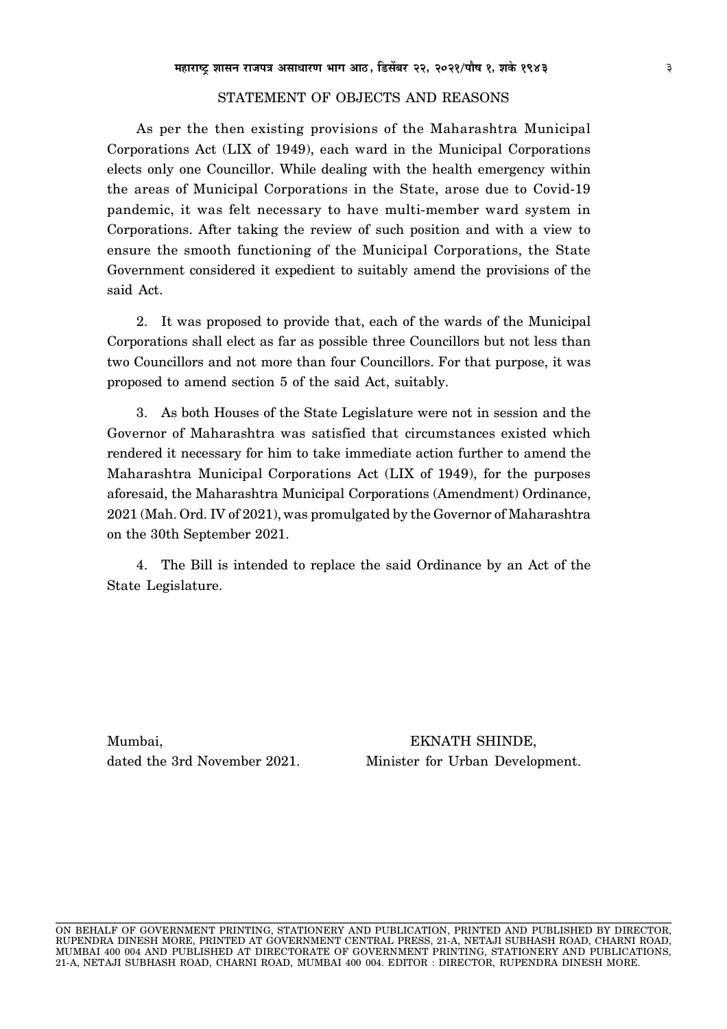## STATEMENT OF OBJECTS AND REASONS

As per the then existing provisions of the Maharashtra Municipal Corporations Act (LIX of 1949), each ward in the Municipal Corporations elects only one Councillor. While dealing with the health emergency within the areas of Municipal Corporations in the State, arose due to Covid-19 pandemic, it was felt necessary to have multi-member ward system in Corporations. After taking the review of such position and with a view to ensure the smooth functioning of the Municipal Corporations, the State Government considered it expedient to suitably amend the provisions of the said Act.

2. It was proposed to provide that, each of the wards of the Municipal Corporations shall elect as far as possible three Councillors but not less than two Councillors and not more than four Councillors. For that purpose, it was proposed to amend section 5 of the said Act, suitably.

3. As both Houses of the State Legislature were not in session and the Governor of Maharashtra was satisfied that circumstances existed which rendered it necessary for him to take immediate action further to amend the Maharashtra Municipal Corporations Act (LIX of 1949), for the purposes aforesaid, the Maharashtra Municipal Corporations (Amendment) Ordinance, 2021 (Mah. Ord. IV of 2021), was promulgated by the Governor of Maharashtra on the 30th September 2021.

4. The Bill is intended to replace the said Ordinance by an Act of the State Legislature.

Mumbai,
dated the 3rd November 2021.

EKNATH SHINDE,
Minister for Urban Development.

ON BEHALF OF GOVERNMENT PRINTING, STATIONERY AND PUBLICATION, PRINTED AND PUBLISHED BY DIRECTOR, RUPENDRA DINESH MORE, PRINTED AT GOVERNMENT CENTRAL PRESS, 21-A, NETAJI SUBHASH ROAD, CHARNI ROAD, MUMBAI 400 004 AND PUBLISHED AT DIRECTORATE OF GOVERNMENT PRINTING, STATIONERY AND PUBLICATIONS, 21-A, NETAJI SUBHASH ROAD, CHARNI ROAD, MUMBAI 400 004. EDITOR : DIRECTOR, RUPENDRA DINESH MORE.